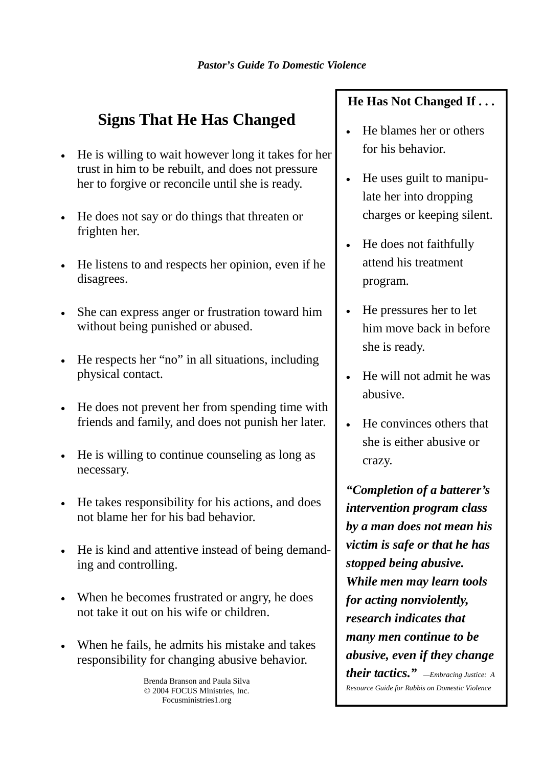# Signs That He Has Changed

- He is willing to wait however long it takes for her trust in him to be rebuilt, and does not pressure her to forgive or reconcile until she is ready.
- He does not say or do things that threaten or frighten her.
- He listens to and respects her opinion, even if he disagrees.
- She can express anger or frustration toward him without being punished or abused.
- He respects her "no" in all situations, including physical contact.
- He does not prevent her from spending time with friends and family, and does not punish her later.
- He is willing to continue counseling as long as necessary.
- He takes responsibility for his actions, and does not blame her for his bad behavior.
- He is kind and attentive instead of being demanding and controlling.
- When he becomes frustrated or angry, he does not take it out on his wife or children.
- When he fails, he admits his mistake and takes responsibility for changing abusive behavior.

Brenda Branson and Paula Silva
© 2004 FOCUS Ministries, Inc.
Focusministries1.org

**He Has Not Changed If . . .**

- He blames her or others for his behavior.
- He uses guilt to manipulate her into dropping charges or keeping silent.
- He does not faithfully attend his treatment program.
- He pressures her to let him move back in before she is ready.
- He will not admit he was abusive.
- He convinces others that she is either abusive or crazy.

***"Completion of a batterer's intervention program class by a man does not mean his victim is safe or that he has stopped being abusive. While men may learn tools for acting nonviolently, research indicates that many men continue to be abusive, even if they change their tactics."*** *—Embracing Justice: A Resource Guide for Rabbis on Domestic Violence*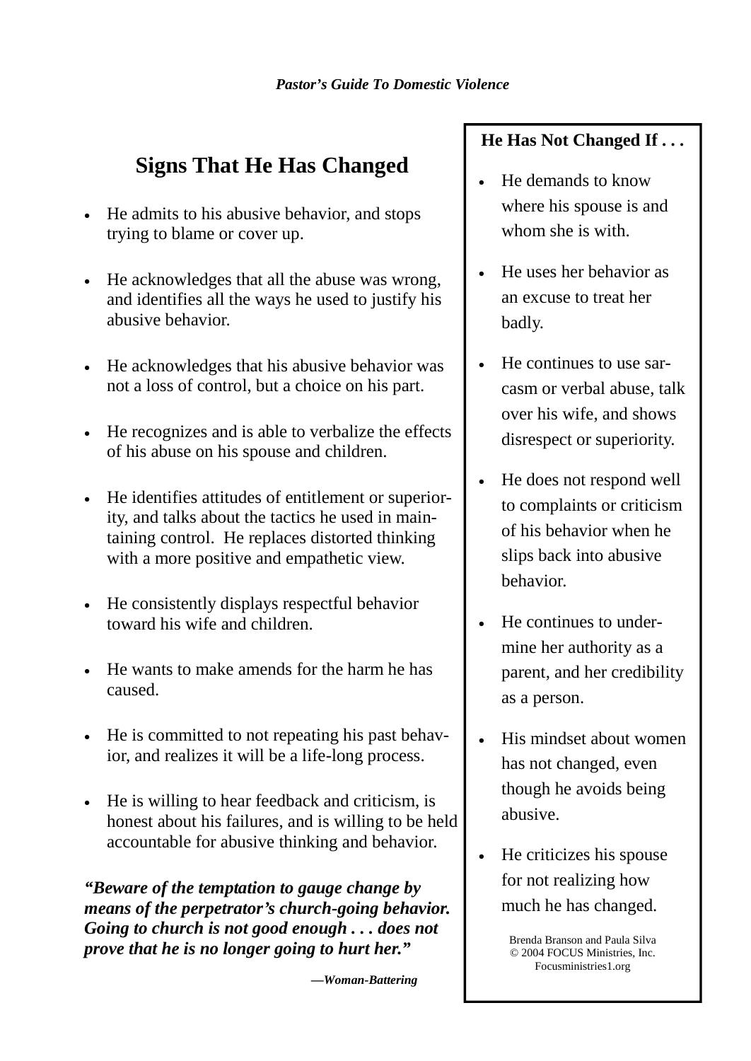## Signs That He Has Changed

- He admits to his abusive behavior, and stops trying to blame or cover up.
- He acknowledges that all the abuse was wrong, and identifies all the ways he used to justify his abusive behavior.
- He acknowledges that his abusive behavior was not a loss of control, but a choice on his part.
- He recognizes and is able to verbalize the effects of his abuse on his spouse and children.
- He identifies attitudes of entitlement or superiority, and talks about the tactics he used in maintaining control. He replaces distorted thinking with a more positive and empathetic view.
- He consistently displays respectful behavior toward his wife and children.
- He wants to make amends for the harm he has caused.
- He is committed to not repeating his past behavior, and realizes it will be a life-long process.
- He is willing to hear feedback and criticism, is honest about his failures, and is willing to be held accountable for abusive thinking and behavior.

***"Beware of the temptation to gauge change by means of the perpetrator's church-going behavior. Going to church is not good enough . . . does not prove that he is no longer going to hurt her."***

***—Woman-Battering***

**He Has Not Changed If . . .**

- He demands to know where his spouse is and whom she is with.
- He uses her behavior as an excuse to treat her badly.
- He continues to use sarcasm or verbal abuse, talk over his wife, and shows disrespect or superiority.
- He does not respond well to complaints or criticism of his behavior when he slips back into abusive behavior.
- He continues to undermine her authority as a parent, and her credibility as a person.
- His mindset about women has not changed, even though he avoids being abusive.
- He criticizes his spouse for not realizing how much he has changed.

Brenda Branson and Paula Silva
© 2004 FOCUS Ministries, Inc.
Focusministries1.org